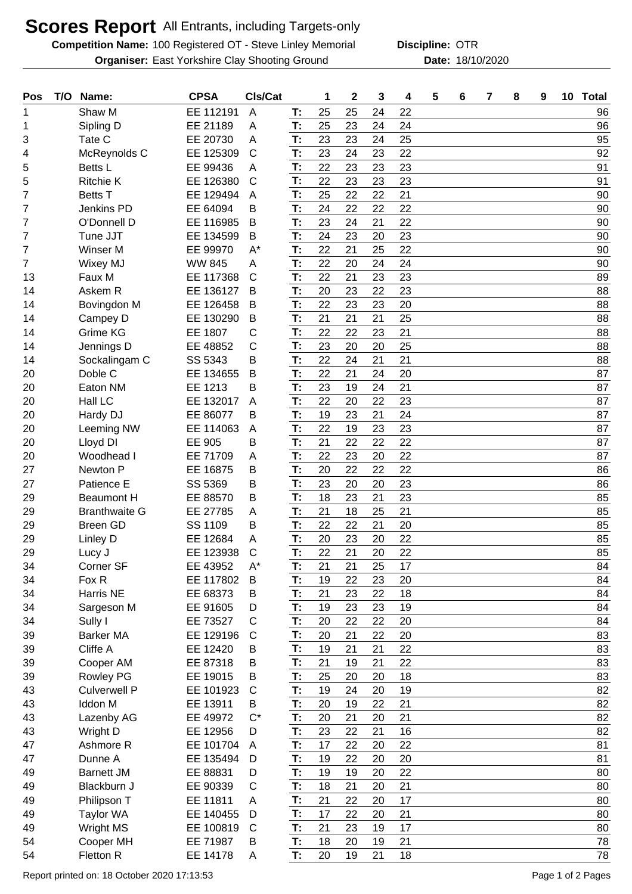# Scores Report All Entrants, including Targets-only

**Competition Name:** 100 Registered OT - Steve Linley Memorial **Discipline:** OTR

**Organiser:** East Yorkshire Clay Shooting Ground **Date:** 18/10/2020

| Pos | T/O | Name: | CPSA | Cls/Cat | | 1 | 2 | 3 | 4 | 5 | 6 | 7 | 8 | 9 | 10 | Total |
|---|---|---|---|---|---|---|---|---|---|---|---|---|---|---|---|---|
| 1 | | Shaw M | EE 112191 | A | T: | 25 | 25 | 24 | 22 | | | | | | | 96 |
| 1 | | Sipling D | EE 21189 | A | T: | 25 | 23 | 24 | 24 | | | | | | | 96 |
| 3 | | Tate C | EE 20730 | A | T: | 23 | 23 | 24 | 25 | | | | | | | 95 |
| 4 | | McReynolds C | EE 125309 | C | T: | 23 | 24 | 23 | 22 | | | | | | | 92 |
| 5 | | Betts L | EE 99436 | A | T: | 22 | 23 | 23 | 23 | | | | | | | 91 |
| 5 | | Ritchie K | EE 126380 | C | T: | 22 | 23 | 23 | 23 | | | | | | | 91 |
| 7 | | Betts T | EE 129494 | A | T: | 25 | 22 | 22 | 21 | | | | | | | 90 |
| 7 | | Jenkins PD | EE 64094 | B | T: | 24 | 22 | 22 | 22 | | | | | | | 90 |
| 7 | | O'Donnell D | EE 116985 | B | T: | 23 | 24 | 21 | 22 | | | | | | | 90 |
| 7 | | Tune JJT | EE 134599 | B | T: | 24 | 23 | 20 | 23 | | | | | | | 90 |
| 7 | | Winser M | EE 99970 | A* | T: | 22 | 21 | 25 | 22 | | | | | | | 90 |
| 7 | | Wixey MJ | WW 845 | A | T: | 22 | 20 | 24 | 24 | | | | | | | 90 |
| 13 | | Faux M | EE 117368 | C | T: | 22 | 21 | 23 | 23 | | | | | | | 89 |
| 14 | | Askem R | EE 136127 | B | T: | 20 | 23 | 22 | 23 | | | | | | | 88 |
| 14 | | Bovingdon M | EE 126458 | B | T: | 22 | 23 | 23 | 20 | | | | | | | 88 |
| 14 | | Campey D | EE 130290 | B | T: | 21 | 21 | 21 | 25 | | | | | | | 88 |
| 14 | | Grime KG | EE 1807 | C | T: | 22 | 22 | 23 | 21 | | | | | | | 88 |
| 14 | | Jennings D | EE 48852 | C | T: | 23 | 20 | 20 | 25 | | | | | | | 88 |
| 14 | | Sockalingam C | SS 5343 | B | T: | 22 | 24 | 21 | 21 | | | | | | | 88 |
| 20 | | Doble C | EE 134655 | B | T: | 22 | 21 | 24 | 20 | | | | | | | 87 |
| 20 | | Eaton NM | EE 1213 | B | T: | 23 | 19 | 24 | 21 | | | | | | | 87 |
| 20 | | Hall LC | EE 132017 | A | T: | 22 | 20 | 22 | 23 | | | | | | | 87 |
| 20 | | Hardy DJ | EE 86077 | B | T: | 19 | 23 | 21 | 24 | | | | | | | 87 |
| 20 | | Leeming NW | EE 114063 | A | T: | 22 | 19 | 23 | 23 | | | | | | | 87 |
| 20 | | Lloyd DI | EE 905 | B | T: | 21 | 22 | 22 | 22 | | | | | | | 87 |
| 20 | | Woodhead I | EE 71709 | A | T: | 22 | 23 | 20 | 22 | | | | | | | 87 |
| 27 | | Newton P | EE 16875 | B | T: | 20 | 22 | 22 | 22 | | | | | | | 86 |
| 27 | | Patience E | SS 5369 | B | T: | 23 | 20 | 20 | 23 | | | | | | | 86 |
| 29 | | Beaumont H | EE 88570 | B | T: | 18 | 23 | 21 | 23 | | | | | | | 85 |
| 29 | | Branthwaite G | EE 27785 | A | T: | 21 | 18 | 25 | 21 | | | | | | | 85 |
| 29 | | Breen GD | SS 1109 | B | T: | 22 | 22 | 21 | 20 | | | | | | | 85 |
| 29 | | Linley D | EE 12684 | A | T: | 20 | 23 | 20 | 22 | | | | | | | 85 |
| 29 | | Lucy J | EE 123938 | C | T: | 22 | 21 | 20 | 22 | | | | | | | 85 |
| 34 | | Corner SF | EE 43952 | A* | T: | 21 | 21 | 25 | 17 | | | | | | | 84 |
| 34 | | Fox R | EE 117802 | B | T: | 19 | 22 | 23 | 20 | | | | | | | 84 |
| 34 | | Harris NE | EE 68373 | B | T: | 21 | 23 | 22 | 18 | | | | | | | 84 |
| 34 | | Sargeson M | EE 91605 | D | T: | 19 | 23 | 23 | 19 | | | | | | | 84 |
| 34 | | Sully I | EE 73527 | C | T: | 20 | 22 | 22 | 20 | | | | | | | 84 |
| 39 | | Barker MA | EE 129196 | C | T: | 20 | 21 | 22 | 20 | | | | | | | 83 |
| 39 | | Cliffe A | EE 12420 | B | T: | 19 | 21 | 21 | 22 | | | | | | | 83 |
| 39 | | Cooper AM | EE 87318 | B | T: | 21 | 19 | 21 | 22 | | | | | | | 83 |
| 39 | | Rowley PG | EE 19015 | B | T: | 25 | 20 | 20 | 18 | | | | | | | 83 |
| 43 | | Culverwell P | EE 101923 | C | T: | 19 | 24 | 20 | 19 | | | | | | | 82 |
| 43 | | Iddon M | EE 13911 | B | T: | 20 | 19 | 22 | 21 | | | | | | | 82 |
| 43 | | Lazenby AG | EE 49972 | C* | T: | 20 | 21 | 20 | 21 | | | | | | | 82 |
| 43 | | Wright D | EE 12956 | D | T: | 23 | 22 | 21 | 16 | | | | | | | 82 |
| 47 | | Ashmore R | EE 101704 | A | T: | 17 | 22 | 20 | 22 | | | | | | | 81 |
| 47 | | Dunne A | EE 135494 | D | T: | 19 | 22 | 20 | 20 | | | | | | | 81 |
| 49 | | Barnett JM | EE 88831 | D | T: | 19 | 19 | 20 | 22 | | | | | | | 80 |
| 49 | | Blackburn J | EE 90339 | C | T: | 18 | 21 | 20 | 21 | | | | | | | 80 |
| 49 | | Philipson T | EE 11811 | A | T: | 21 | 22 | 20 | 17 | | | | | | | 80 |
| 49 | | Taylor WA | EE 140455 | D | T: | 17 | 22 | 20 | 21 | | | | | | | 80 |
| 49 | | Wright MS | EE 100819 | C | T: | 21 | 23 | 19 | 17 | | | | | | | 80 |
| 54 | | Cooper MH | EE 71987 | B | T: | 18 | 20 | 19 | 21 | | | | | | | 78 |
| 54 | | Fletton R | EE 14178 | A | T: | 20 | 19 | 21 | 18 | | | | | | | 78 |

Report printed on: 18 October 2020 17:13:53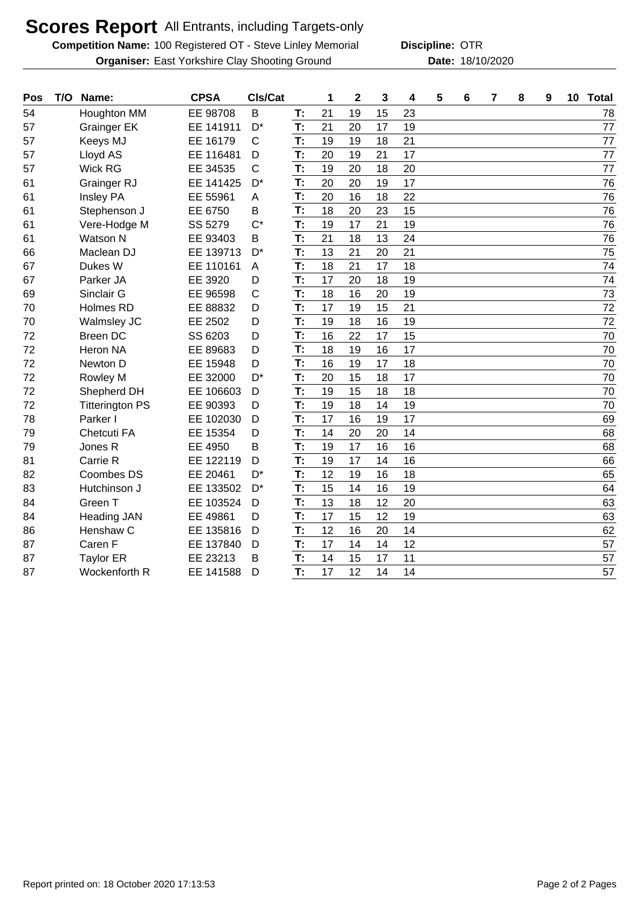# Scores Report All Entrants, including Targets-only

**Competition Name:** 100 Registered OT - Steve Linley Memorial **Discipline:** OTR

**Organiser:** East Yorkshire Clay Shooting Ground **Date:** 18/10/2020

| Pos | T/O | Name: | CPSA | Cls/Cat | | 1 | 2 | 3 | 4 | 5 | 6 | 7 | 8 | 9 | 10 | Total |
|---|---|---|---|---|---|---|---|---|---|---|---|---|---|---|---|---|
| 54 | | Houghton MM | EE 98708 | B | T: | 21 | 19 | 15 | 23 | | | | | | | 78 |
| 57 | | Grainger EK | EE 141911 | D* | T: | 21 | 20 | 17 | 19 | | | | | | | 77 |
| 57 | | Keeys MJ | EE 16179 | C | T: | 19 | 19 | 18 | 21 | | | | | | | 77 |
| 57 | | Lloyd AS | EE 116481 | D | T: | 20 | 19 | 21 | 17 | | | | | | | 77 |
| 57 | | Wick RG | EE 34535 | C | T: | 19 | 20 | 18 | 20 | | | | | | | 77 |
| 61 | | Grainger RJ | EE 141425 | D* | T: | 20 | 20 | 19 | 17 | | | | | | | 76 |
| 61 | | Insley PA | EE 55961 | A | T: | 20 | 16 | 18 | 22 | | | | | | | 76 |
| 61 | | Stephenson J | EE 6750 | B | T: | 18 | 20 | 23 | 15 | | | | | | | 76 |
| 61 | | Vere-Hodge M | SS 5279 | C* | T: | 19 | 17 | 21 | 19 | | | | | | | 76 |
| 61 | | Watson N | EE 93403 | B | T: | 21 | 18 | 13 | 24 | | | | | | | 76 |
| 66 | | Maclean DJ | EE 139713 | D* | T: | 13 | 21 | 20 | 21 | | | | | | | 75 |
| 67 | | Dukes W | EE 110161 | A | T: | 18 | 21 | 17 | 18 | | | | | | | 74 |
| 67 | | Parker JA | EE 3920 | D | T: | 17 | 20 | 18 | 19 | | | | | | | 74 |
| 69 | | Sinclair G | EE 96598 | C | T: | 18 | 16 | 20 | 19 | | | | | | | 73 |
| 70 | | Holmes RD | EE 88832 | D | T: | 17 | 19 | 15 | 21 | | | | | | | 72 |
| 70 | | Walmsley JC | EE 2502 | D | T: | 19 | 18 | 16 | 19 | | | | | | | 72 |
| 72 | | Breen DC | SS 6203 | D | T: | 16 | 22 | 17 | 15 | | | | | | | 70 |
| 72 | | Heron NA | EE 89683 | D | T: | 18 | 19 | 16 | 17 | | | | | | | 70 |
| 72 | | Newton D | EE 15948 | D | T: | 16 | 19 | 17 | 18 | | | | | | | 70 |
| 72 | | Rowley M | EE 32000 | D* | T: | 20 | 15 | 18 | 17 | | | | | | | 70 |
| 72 | | Shepherd DH | EE 106603 | D | T: | 19 | 15 | 18 | 18 | | | | | | | 70 |
| 72 | | Titterington PS | EE 90393 | D | T: | 19 | 18 | 14 | 19 | | | | | | | 70 |
| 78 | | Parker I | EE 102030 | D | T: | 17 | 16 | 19 | 17 | | | | | | | 69 |
| 79 | | Chetcuti FA | EE 15354 | D | T: | 14 | 20 | 20 | 14 | | | | | | | 68 |
| 79 | | Jones R | EE 4950 | B | T: | 19 | 17 | 16 | 16 | | | | | | | 68 |
| 81 | | Carrie R | EE 122119 | D | T: | 19 | 17 | 14 | 16 | | | | | | | 66 |
| 82 | | Coombes DS | EE 20461 | D* | T: | 12 | 19 | 16 | 18 | | | | | | | 65 |
| 83 | | Hutchinson J | EE 133502 | D* | T: | 15 | 14 | 16 | 19 | | | | | | | 64 |
| 84 | | Green T | EE 103524 | D | T: | 13 | 18 | 12 | 20 | | | | | | | 63 |
| 84 | | Heading JAN | EE 49861 | D | T: | 17 | 15 | 12 | 19 | | | | | | | 63 |
| 86 | | Henshaw C | EE 135816 | D | T: | 12 | 16 | 20 | 14 | | | | | | | 62 |
| 87 | | Caren F | EE 137840 | D | T: | 17 | 14 | 14 | 12 | | | | | | | 57 |
| 87 | | Taylor ER | EE 23213 | B | T: | 14 | 15 | 17 | 11 | | | | | | | 57 |
| 87 | | Wockenforth R | EE 141588 | D | T: | 17 | 12 | 14 | 14 | | | | | | | 57 |

Report printed on: 18 October 2020 17:13:53